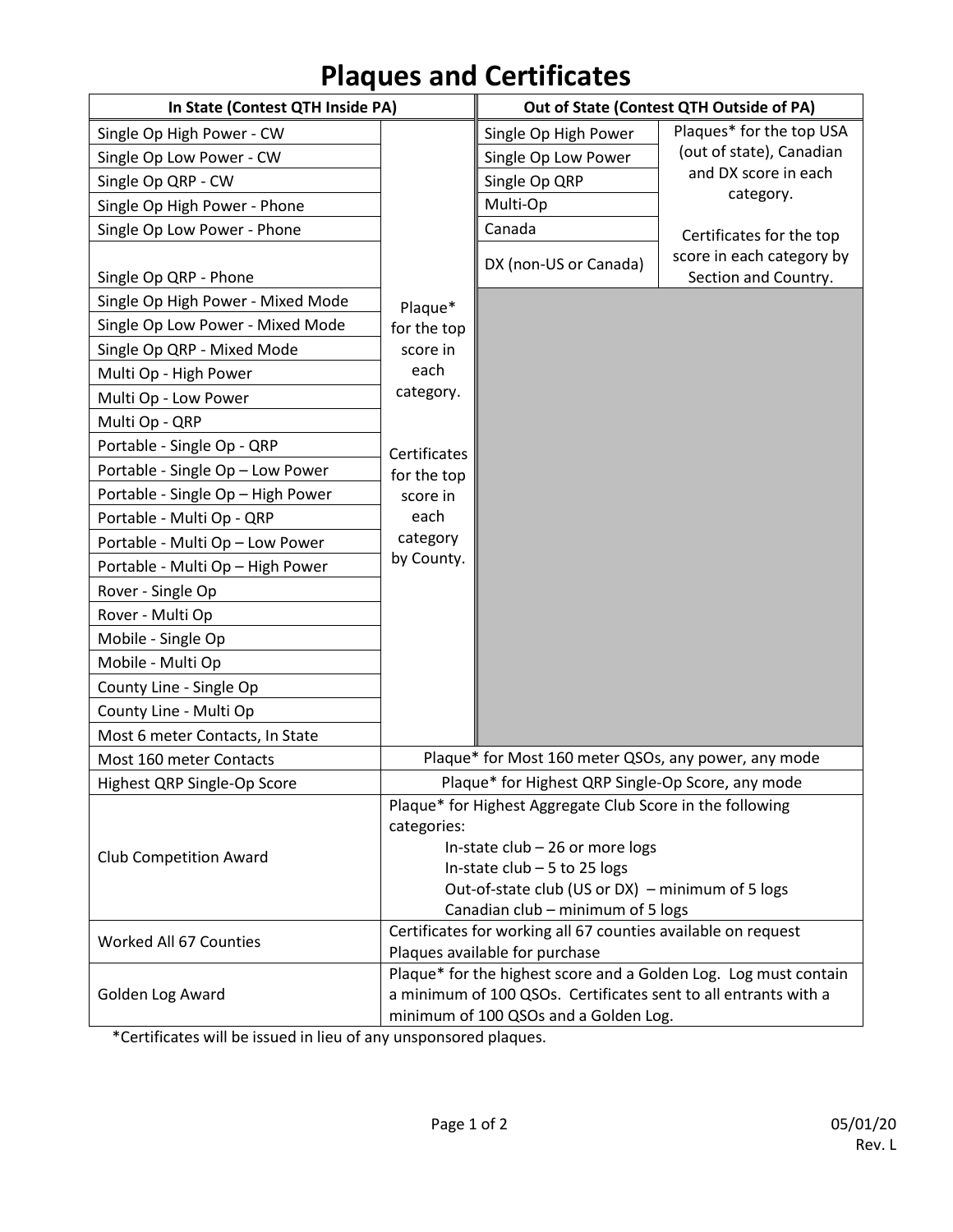# Plaques and Certificates

| In State (Contest QTH Inside PA) | | Out of State (Contest QTH Outside of PA) | |
|---|---|---|---|
| Single Op High Power - CW | Plaque* for the top score in each category.<br><br>Certificates for the top score in each category by County. | Single Op High Power | Plaques* for the top USA (out of state), Canadian and DX score in each category.<br><br>Certificates for the top score in each category by Section and Country. |
| Single Op Low Power - CW | | Single Op Low Power | |
| Single Op QRP - CW | | Single Op QRP | |
| Single Op High Power - Phone | | Multi-Op | |
| Single Op Low Power - Phone | | Canada | |
| Single Op QRP - Phone | | DX (non-US or Canada) | |
| Single Op High Power - Mixed Mode | | | |
| Single Op Low Power - Mixed Mode | | | |
| Single Op QRP - Mixed Mode | | | |
| Multi Op - High Power | | | |
| Multi Op - Low Power | | | |
| Multi Op - QRP | | | |
| Portable - Single Op - QRP | | | |
| Portable - Single Op – Low Power | | | |
| Portable - Single Op – High Power | | | |
| Portable - Multi Op - QRP | | | |
| Portable - Multi Op – Low Power | | | |
| Portable - Multi Op – High Power | | | |
| Rover - Single Op | | | |
| Rover - Multi Op | | | |
| Mobile - Single Op | | | |
| Mobile - Multi Op | | | |
| County Line - Single Op | | | |
| County Line - Multi Op | | | |
| Most 6 meter Contacts, In State | | | |
| Most 160 meter Contacts | Plaque* for Most 160 meter QSOs, any power, any mode | | |
| Highest QRP Single-Op Score | Plaque* for Highest QRP Single-Op Score, any mode | | |
| Club Competition Award | Plaque* for Highest Aggregate Club Score in the following categories:<br>In-state club – 26 or more logs<br>In-state club – 5 to 25 logs<br>Out-of-state club (US or DX) – minimum of 5 logs<br>Canadian club – minimum of 5 logs | | |
| Worked All 67 Counties | Certificates for working all 67 counties available on request<br>Plaques available for purchase | | |
| Golden Log Award | Plaque* for the highest score and a Golden Log. Log must contain a minimum of 100 QSOs. Certificates sent to all entrants with a minimum of 100 QSOs and a Golden Log. | | |

*Certificates will be issued in lieu of any unsponsored plaques.

05/01/20
Rev. L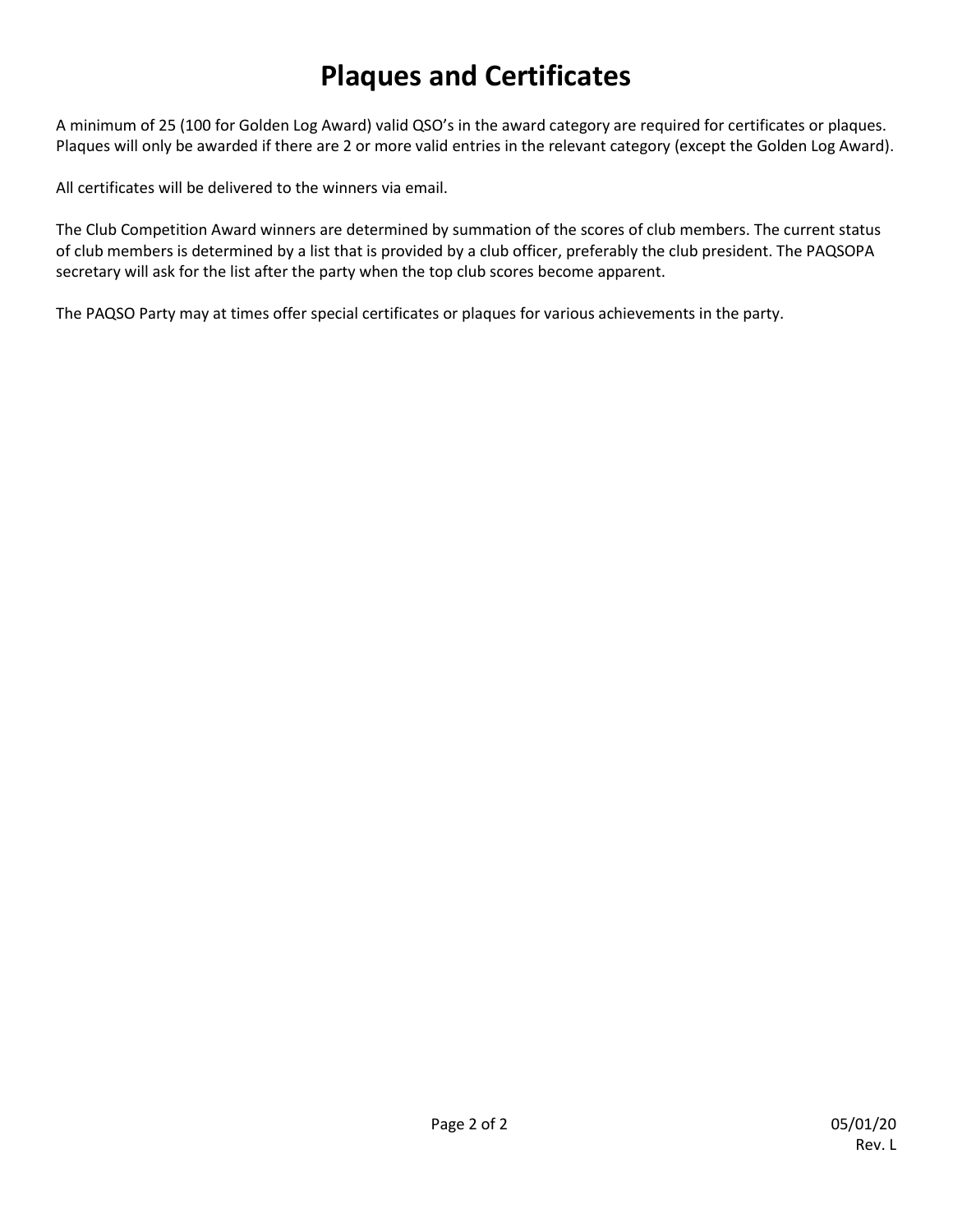# Plaques and Certificates

A minimum of 25 (100 for Golden Log Award) valid QSO's in the award category are required for certificates or plaques. Plaques will only be awarded if there are 2 or more valid entries in the relevant category (except the Golden Log Award).

All certificates will be delivered to the winners via email.

The Club Competition Award winners are determined by summation of the scores of club members. The current status of club members is determined by a list that is provided by a club officer, preferably the club president. The PAQSOPA secretary will ask for the list after the party when the top club scores become apparent.

The PAQSO Party may at times offer special certificates or plaques for various achievements in the party.